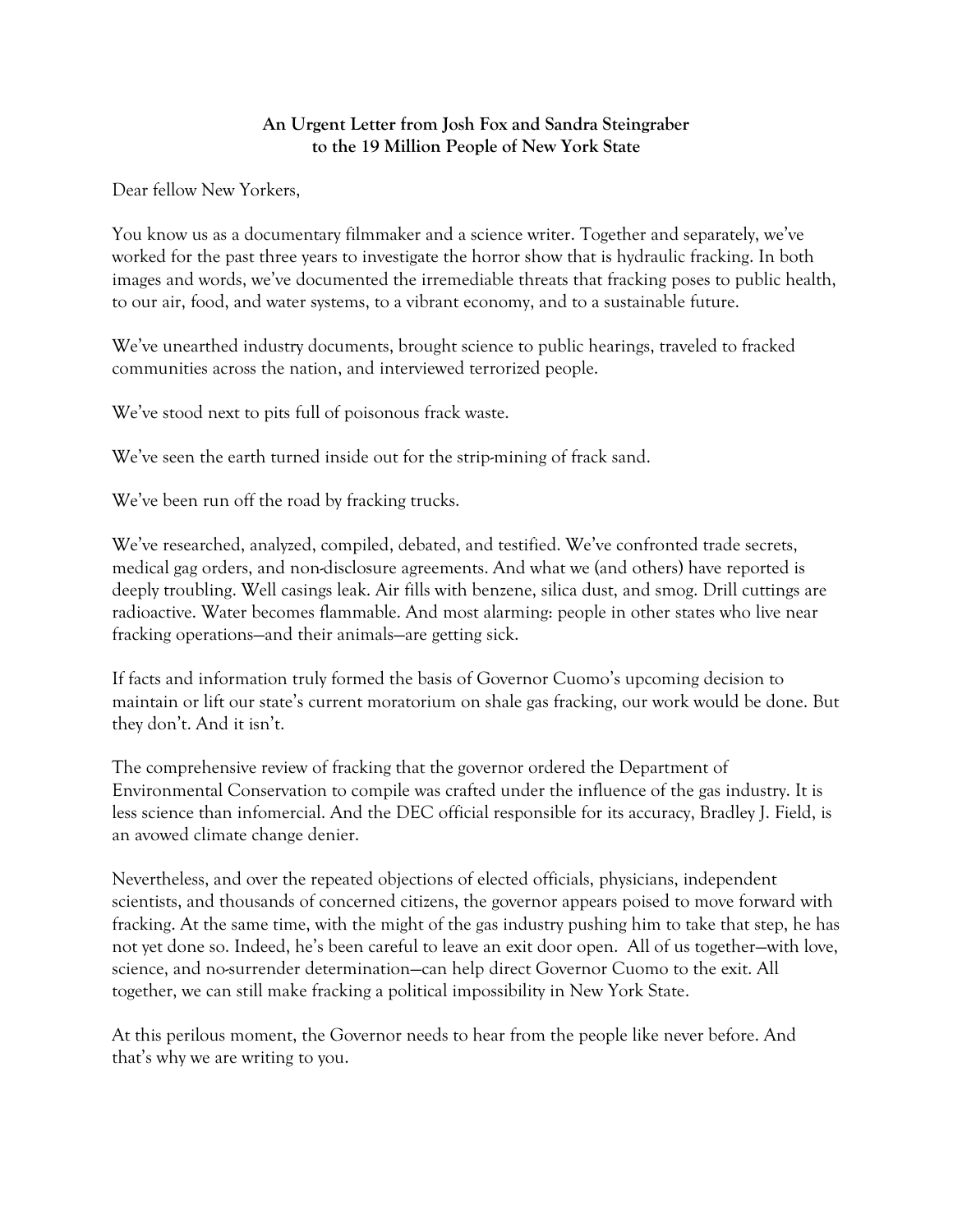**An Urgent Letter from Josh Fox and Sandra Steingraber to the 19 Million People of New York State**

Dear fellow New Yorkers,

You know us as a documentary filmmaker and a science writer. Together and separately, we've worked for the past three years to investigate the horror show that is hydraulic fracking. In both images and words, we've documented the irremediable threats that fracking poses to public health, to our air, food, and water systems, to a vibrant economy, and to a sustainable future.

We've unearthed industry documents, brought science to public hearings, traveled to fracked communities across the nation, and interviewed terrorized people.

We've stood next to pits full of poisonous frack waste.

We've seen the earth turned inside out for the strip-mining of frack sand.

We've been run off the road by fracking trucks.

We've researched, analyzed, compiled, debated, and testified. We've confronted trade secrets, medical gag orders, and non-disclosure agreements. And what we (and others) have reported is deeply troubling. Well casings leak. Air fills with benzene, silica dust, and smog. Drill cuttings are radioactive. Water becomes flammable. And most alarming: people in other states who live near fracking operations—and their animals—are getting sick.

If facts and information truly formed the basis of Governor Cuomo's upcoming decision to maintain or lift our state's current moratorium on shale gas fracking, our work would be done. But they don't. And it isn't.

The comprehensive review of fracking that the governor ordered the Department of Environmental Conservation to compile was crafted under the influence of the gas industry. It is less science than infomercial. And the DEC official responsible for its accuracy, Bradley J. Field, is an avowed climate change denier.

Nevertheless, and over the repeated objections of elected officials, physicians, independent scientists, and thousands of concerned citizens, the governor appears poised to move forward with fracking. At the same time, with the might of the gas industry pushing him to take that step, he has not yet done so. Indeed, he's been careful to leave an exit door open. All of us together—with love, science, and no-surrender determination—can help direct Governor Cuomo to the exit. All together, we can still make fracking a political impossibility in New York State.

At this perilous moment, the Governor needs to hear from the people like never before. And that's why we are writing to you.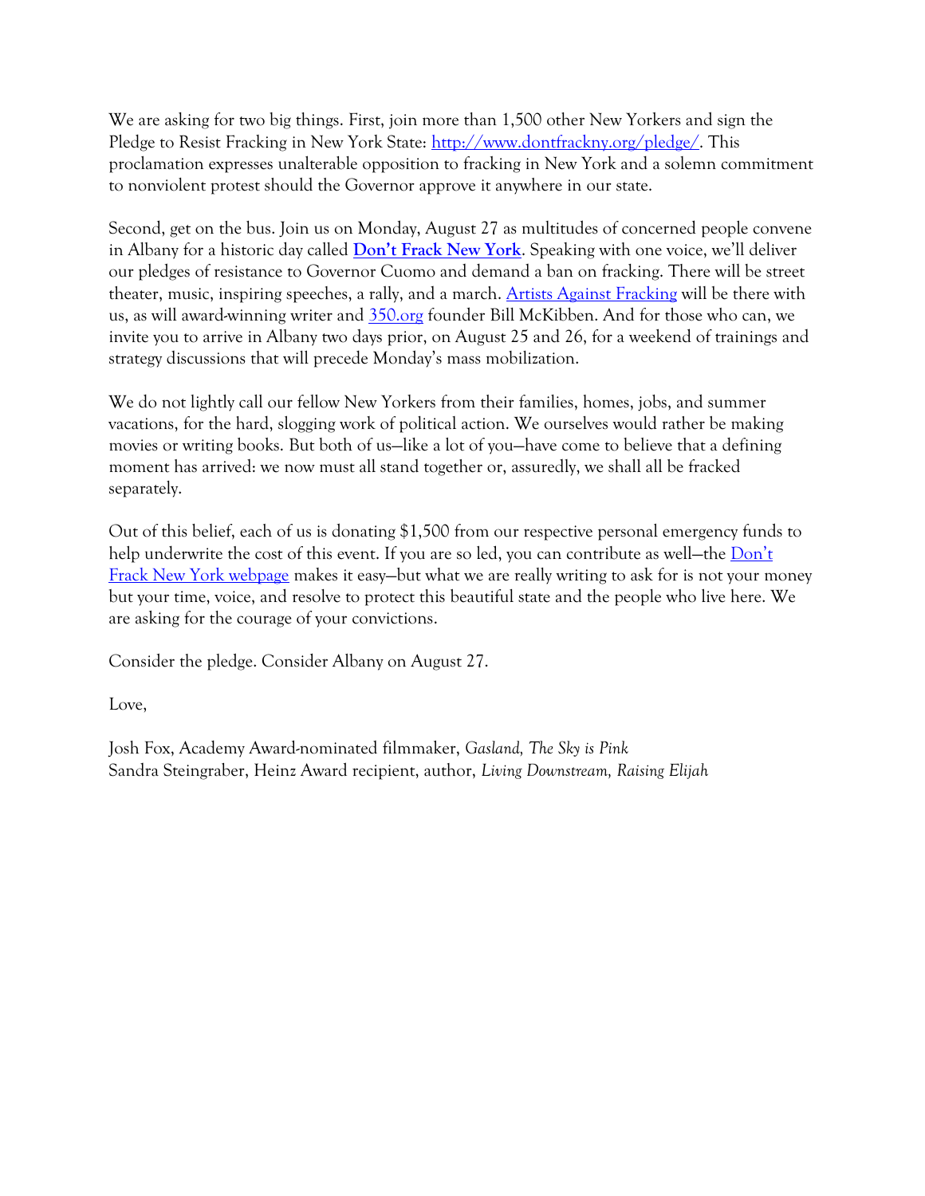We are asking for two big things. First, join more than 1,500 other New Yorkers and sign the Pledge to Resist Fracking in New York State: [http://www.dontfrackny.org/pledge/](http://www.dontfrackny.org/pledge/). This proclamation expresses unalterable opposition to fracking in New York and a solemn commitment to nonviolent protest should the Governor approve it anywhere in our state.

Second, get on the bus. Join us on Monday, August 27 as multitudes of concerned people convene in Albany for a historic day called **Don't Frack New York**. Speaking with one voice, we'll deliver our pledges of resistance to Governor Cuomo and demand a ban on fracking. There will be street theater, music, inspiring speeches, a rally, and a march. Artists Against Fracking will be there with us, as will award-winning writer and 350.org founder Bill McKibben. And for those who can, we invite you to arrive in Albany two days prior, on August 25 and 26, for a weekend of trainings and strategy discussions that will precede Monday's mass mobilization.

We do not lightly call our fellow New Yorkers from their families, homes, jobs, and summer vacations, for the hard, slogging work of political action. We ourselves would rather be making movies or writing books. But both of us—like a lot of you—have come to believe that a defining moment has arrived: we now must all stand together or, assuredly, we shall all be fracked separately.

Out of this belief, each of us is donating $1,500 from our respective personal emergency funds to help underwrite the cost of this event. If you are so led, you can contribute as well—the Don't Frack New York webpage makes it easy—but what we are really writing to ask for is not your money but your time, voice, and resolve to protect this beautiful state and the people who live here. We are asking for the courage of your convictions.

Consider the pledge. Consider Albany on August 27.

Love,

Josh Fox, Academy Award-nominated filmmaker, *Gasland, The Sky is Pink*
Sandra Steingraber, Heinz Award recipient, author, *Living Downstream, Raising Elijah*